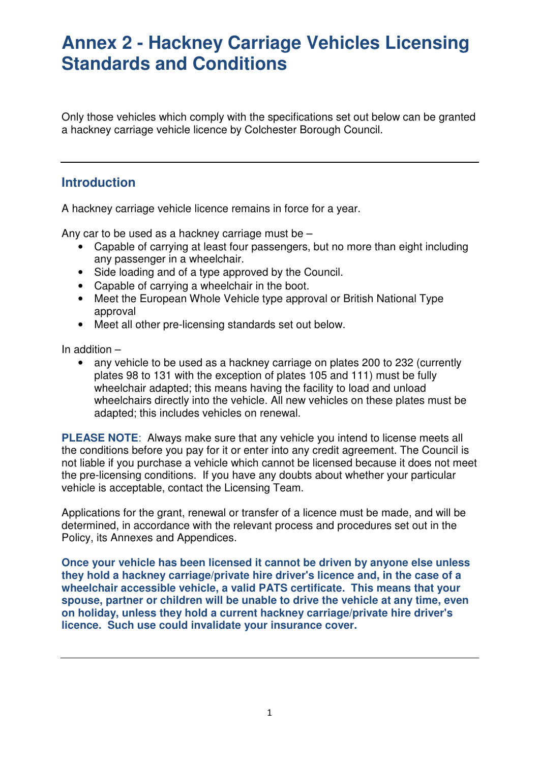# Annex 2 - Hackney Carriage Vehicles Licensing Standards and Conditions

Only those vehicles which comply with the specifications set out below can be granted a hackney carriage vehicle licence by Colchester Borough Council.

---

## Introduction

A hackney carriage vehicle licence remains in force for a year.

Any car to be used as a hackney carriage must be –

- Capable of carrying at least four passengers, but no more than eight including any passenger in a wheelchair.
- Side loading and of a type approved by the Council.
- Capable of carrying a wheelchair in the boot.
- Meet the European Whole Vehicle type approval or British National Type approval
- Meet all other pre-licensing standards set out below.

In addition –

- any vehicle to be used as a hackney carriage on plates 200 to 232 (currently plates 98 to 131 with the exception of plates 105 and 111) must be fully wheelchair adapted; this means having the facility to load and unload wheelchairs directly into the vehicle. All new vehicles on these plates must be adapted; this includes vehicles on renewal.

**PLEASE NOTE**: Always make sure that any vehicle you intend to license meets all the conditions before you pay for it or enter into any credit agreement. The Council is not liable if you purchase a vehicle which cannot be licensed because it does not meet the pre-licensing conditions. If you have any doubts about whether your particular vehicle is acceptable, contact the Licensing Team.

Applications for the grant, renewal or transfer of a licence must be made, and will be determined, in accordance with the relevant process and procedures set out in the Policy, its Annexes and Appendices.

**Once your vehicle has been licensed it cannot be driven by anyone else unless they hold a hackney carriage/private hire driver's licence and, in the case of a wheelchair accessible vehicle, a valid PATS certificate. This means that your spouse, partner or children will be unable to drive the vehicle at any time, even on holiday, unless they hold a current hackney carriage/private hire driver's licence. Such use could invalidate your insurance cover.**

---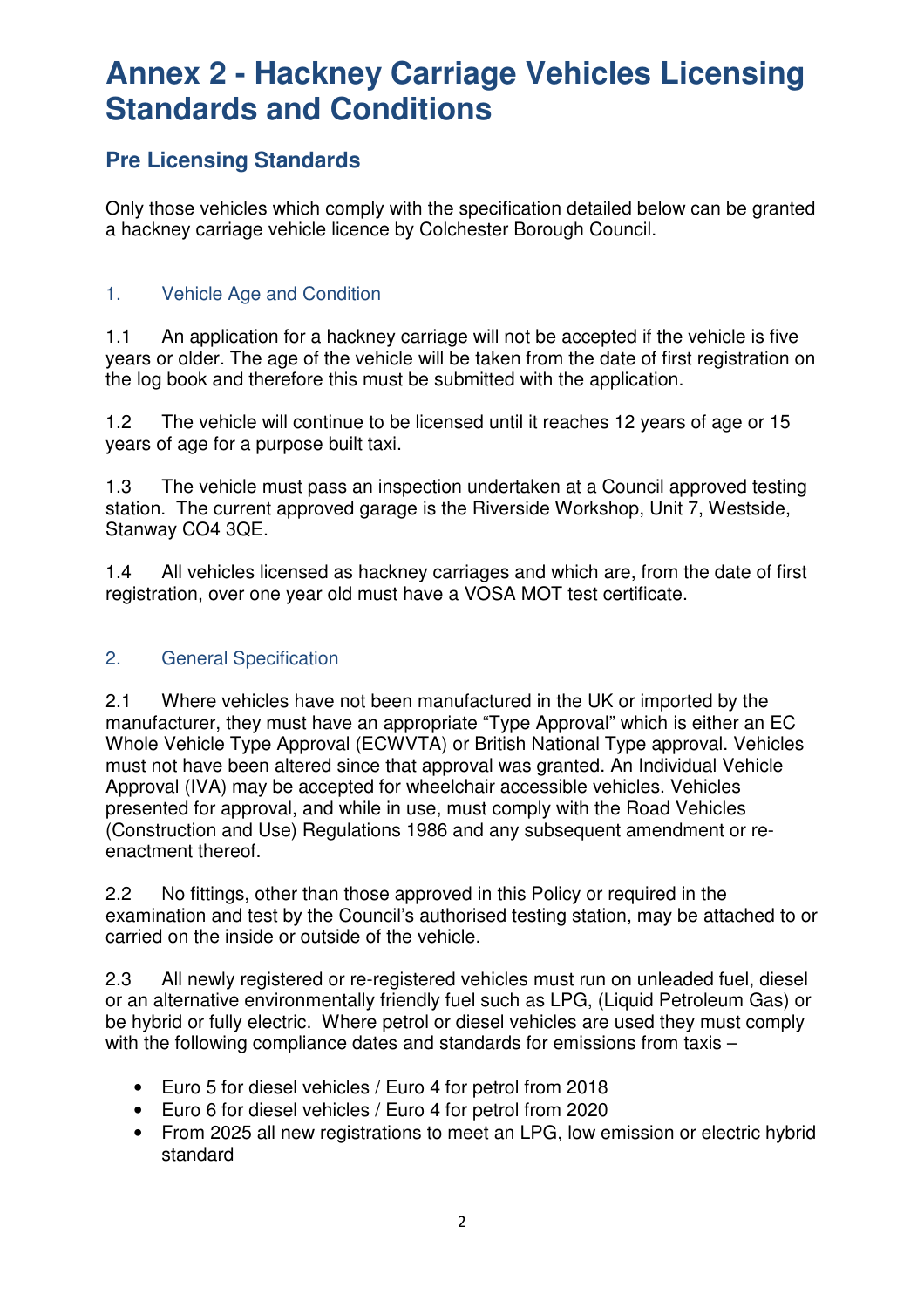# Annex 2 - Hackney Carriage Vehicles Licensing Standards and Conditions

## Pre Licensing Standards

Only those vehicles which comply with the specification detailed below can be granted a hackney carriage vehicle licence by Colchester Borough Council.

### 1. Vehicle Age and Condition

1.1 An application for a hackney carriage will not be accepted if the vehicle is five years or older. The age of the vehicle will be taken from the date of first registration on the log book and therefore this must be submitted with the application.

1.2 The vehicle will continue to be licensed until it reaches 12 years of age or 15 years of age for a purpose built taxi.

1.3 The vehicle must pass an inspection undertaken at a Council approved testing station. The current approved garage is the Riverside Workshop, Unit 7, Westside, Stanway CO4 3QE.

1.4 All vehicles licensed as hackney carriages and which are, from the date of first registration, over one year old must have a VOSA MOT test certificate.

### 2. General Specification

2.1 Where vehicles have not been manufactured in the UK or imported by the manufacturer, they must have an appropriate "Type Approval" which is either an EC Whole Vehicle Type Approval (ECWVTA) or British National Type approval. Vehicles must not have been altered since that approval was granted. An Individual Vehicle Approval (IVA) may be accepted for wheelchair accessible vehicles. Vehicles presented for approval, and while in use, must comply with the Road Vehicles (Construction and Use) Regulations 1986 and any subsequent amendment or re-enactment thereof.

2.2 No fittings, other than those approved in this Policy or required in the examination and test by the Council's authorised testing station, may be attached to or carried on the inside or outside of the vehicle.

2.3 All newly registered or re-registered vehicles must run on unleaded fuel, diesel or an alternative environmentally friendly fuel such as LPG, (Liquid Petroleum Gas) or be hybrid or fully electric. Where petrol or diesel vehicles are used they must comply with the following compliance dates and standards for emissions from taxis –

- Euro 5 for diesel vehicles / Euro 4 for petrol from 2018
- Euro 6 for diesel vehicles / Euro 4 for petrol from 2020
- From 2025 all new registrations to meet an LPG, low emission or electric hybrid standard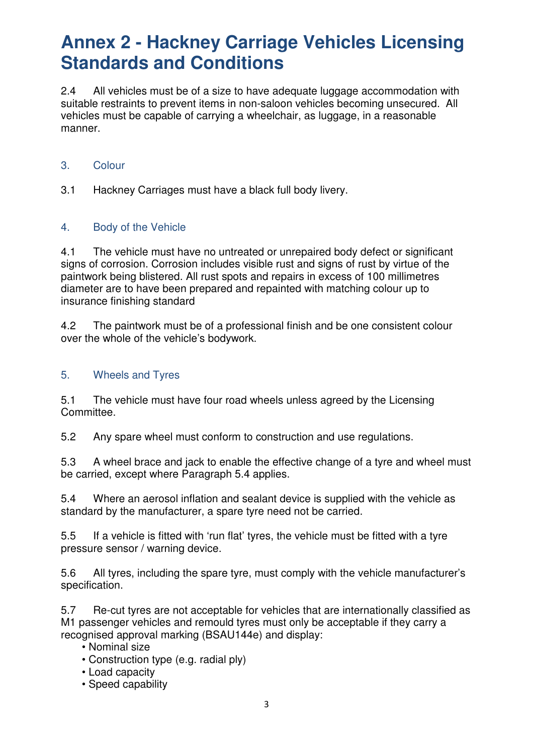# Annex 2 - Hackney Carriage Vehicles Licensing Standards and Conditions

2.4 All vehicles must be of a size to have adequate luggage accommodation with suitable restraints to prevent items in non-saloon vehicles becoming unsecured. All vehicles must be capable of carrying a wheelchair, as luggage, in a reasonable manner.

## 3. Colour

3.1 Hackney Carriages must have a black full body livery.

## 4. Body of the Vehicle

4.1 The vehicle must have no untreated or unrepaired body defect or significant signs of corrosion. Corrosion includes visible rust and signs of rust by virtue of the paintwork being blistered. All rust spots and repairs in excess of 100 millimetres diameter are to have been prepared and repainted with matching colour up to insurance finishing standard

4.2 The paintwork must be of a professional finish and be one consistent colour over the whole of the vehicle's bodywork.

## 5. Wheels and Tyres

5.1 The vehicle must have four road wheels unless agreed by the Licensing Committee.

5.2 Any spare wheel must conform to construction and use regulations.

5.3 A wheel brace and jack to enable the effective change of a tyre and wheel must be carried, except where Paragraph 5.4 applies.

5.4 Where an aerosol inflation and sealant device is supplied with the vehicle as standard by the manufacturer, a spare tyre need not be carried.

5.5 If a vehicle is fitted with 'run flat' tyres, the vehicle must be fitted with a tyre pressure sensor / warning device.

5.6 All tyres, including the spare tyre, must comply with the vehicle manufacturer's specification.

5.7 Re-cut tyres are not acceptable for vehicles that are internationally classified as M1 passenger vehicles and remould tyres must only be acceptable if they carry a recognised approval marking (BSAU144e) and display:

- Nominal size
- Construction type (e.g. radial ply)
- Load capacity
- Speed capability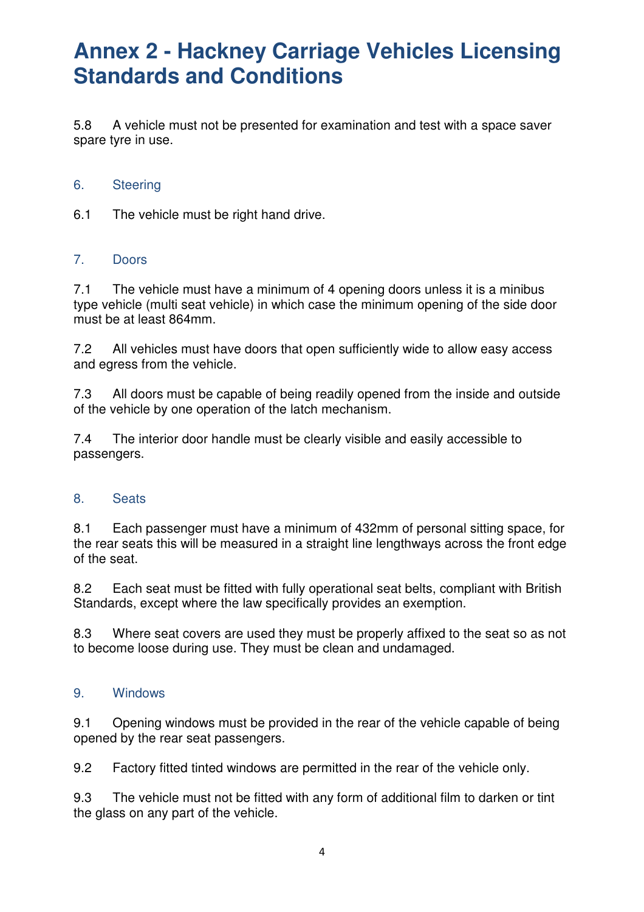# Annex 2 - Hackney Carriage Vehicles Licensing Standards and Conditions

5.8 A vehicle must not be presented for examination and test with a space saver spare tyre in use.

## 6. Steering

6.1 The vehicle must be right hand drive.

## 7. Doors

7.1 The vehicle must have a minimum of 4 opening doors unless it is a minibus type vehicle (multi seat vehicle) in which case the minimum opening of the side door must be at least 864mm.

7.2 All vehicles must have doors that open sufficiently wide to allow easy access and egress from the vehicle.

7.3 All doors must be capable of being readily opened from the inside and outside of the vehicle by one operation of the latch mechanism.

7.4 The interior door handle must be clearly visible and easily accessible to passengers.

## 8. Seats

8.1 Each passenger must have a minimum of 432mm of personal sitting space, for the rear seats this will be measured in a straight line lengthways across the front edge of the seat.

8.2 Each seat must be fitted with fully operational seat belts, compliant with British Standards, except where the law specifically provides an exemption.

8.3 Where seat covers are used they must be properly affixed to the seat so as not to become loose during use. They must be clean and undamaged.

## 9. Windows

9.1 Opening windows must be provided in the rear of the vehicle capable of being opened by the rear seat passengers.

9.2 Factory fitted tinted windows are permitted in the rear of the vehicle only.

9.3 The vehicle must not be fitted with any form of additional film to darken or tint the glass on any part of the vehicle.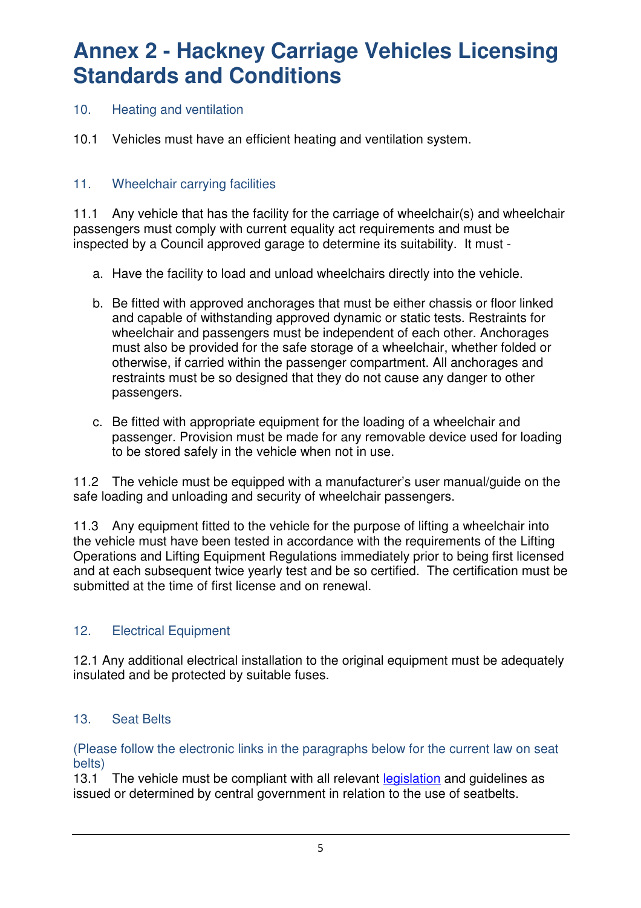# Annex 2 - Hackney Carriage Vehicles Licensing Standards and Conditions

## 10. Heating and ventilation

10.1 Vehicles must have an efficient heating and ventilation system.

## 11. Wheelchair carrying facilities

11.1 Any vehicle that has the facility for the carriage of wheelchair(s) and wheelchair passengers must comply with current equality act requirements and must be inspected by a Council approved garage to determine its suitability. It must -

a. Have the facility to load and unload wheelchairs directly into the vehicle.

b. Be fitted with approved anchorages that must be either chassis or floor linked and capable of withstanding approved dynamic or static tests. Restraints for wheelchair and passengers must be independent of each other. Anchorages must also be provided for the safe storage of a wheelchair, whether folded or otherwise, if carried within the passenger compartment. All anchorages and restraints must be so designed that they do not cause any danger to other passengers.

c. Be fitted with appropriate equipment for the loading of a wheelchair and passenger. Provision must be made for any removable device used for loading to be stored safely in the vehicle when not in use.

11.2 The vehicle must be equipped with a manufacturer's user manual/guide on the safe loading and unloading and security of wheelchair passengers.

11.3 Any equipment fitted to the vehicle for the purpose of lifting a wheelchair into the vehicle must have been tested in accordance with the requirements of the Lifting Operations and Lifting Equipment Regulations immediately prior to being first licensed and at each subsequent twice yearly test and be so certified. The certification must be submitted at the time of first license and on renewal.

## 12. Electrical Equipment

12.1 Any additional electrical installation to the original equipment must be adequately insulated and be protected by suitable fuses.

## 13. Seat Belts

(Please follow the electronic links in the paragraphs below for the current law on seat belts)

13.1 The vehicle must be compliant with all relevant legislation and guidelines as issued or determined by central government in relation to the use of seatbelts.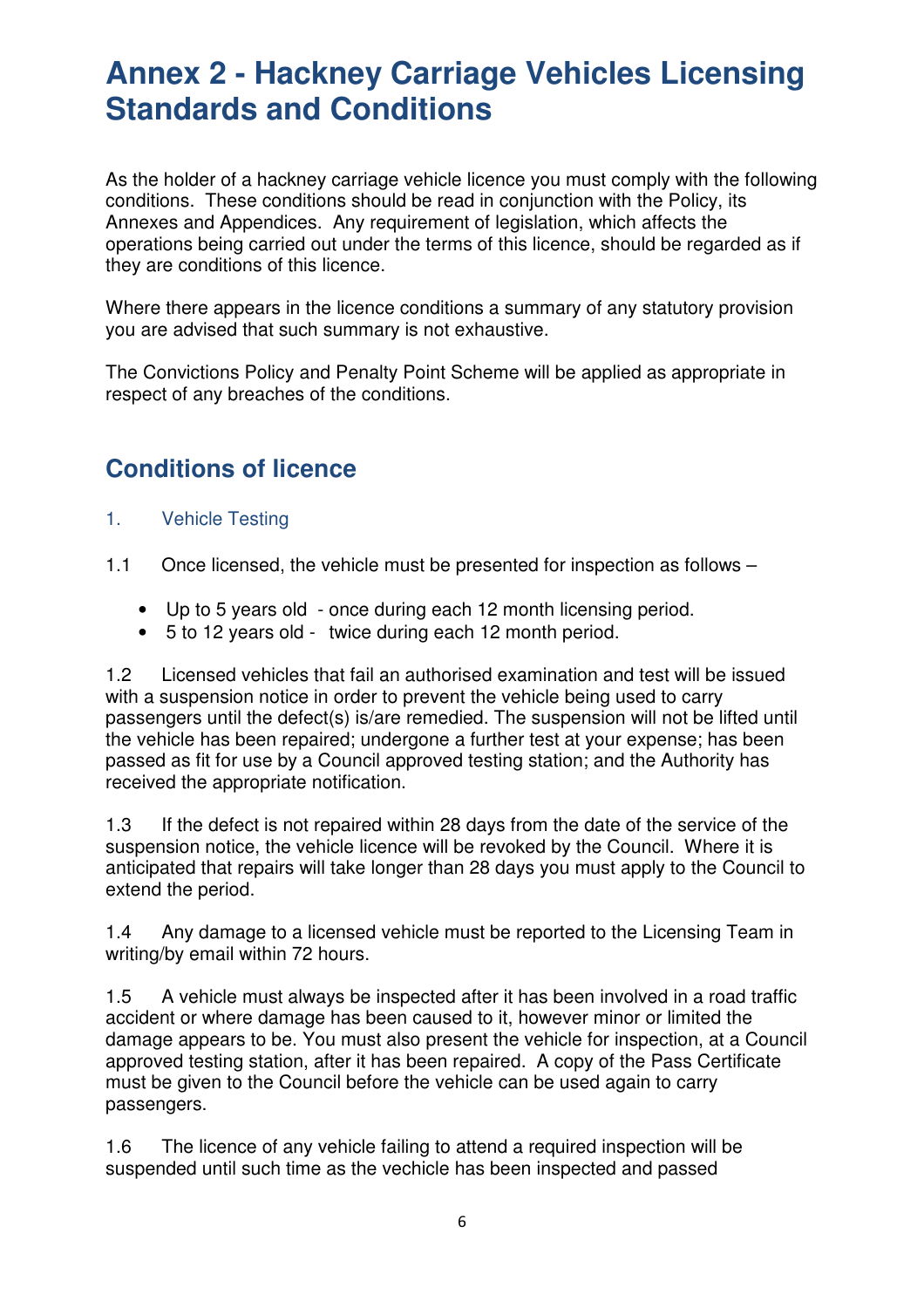# Annex 2 - Hackney Carriage Vehicles Licensing Standards and Conditions

As the holder of a hackney carriage vehicle licence you must comply with the following conditions. These conditions should be read in conjunction with the Policy, its Annexes and Appendices. Any requirement of legislation, which affects the operations being carried out under the terms of this licence, should be regarded as if they are conditions of this licence.

Where there appears in the licence conditions a summary of any statutory provision you are advised that such summary is not exhaustive.

The Convictions Policy and Penalty Point Scheme will be applied as appropriate in respect of any breaches of the conditions.

## Conditions of licence

### 1. Vehicle Testing

1.1 Once licensed, the vehicle must be presented for inspection as follows –

- Up to 5 years old - once during each 12 month licensing period.
- 5 to 12 years old - twice during each 12 month period.

1.2 Licensed vehicles that fail an authorised examination and test will be issued with a suspension notice in order to prevent the vehicle being used to carry passengers until the defect(s) is/are remedied. The suspension will not be lifted until the vehicle has been repaired; undergone a further test at your expense; has been passed as fit for use by a Council approved testing station; and the Authority has received the appropriate notification.

1.3 If the defect is not repaired within 28 days from the date of the service of the suspension notice, the vehicle licence will be revoked by the Council. Where it is anticipated that repairs will take longer than 28 days you must apply to the Council to extend the period.

1.4 Any damage to a licensed vehicle must be reported to the Licensing Team in writing/by email within 72 hours.

1.5 A vehicle must always be inspected after it has been involved in a road traffic accident or where damage has been caused to it, however minor or limited the damage appears to be. You must also present the vehicle for inspection, at a Council approved testing station, after it has been repaired. A copy of the Pass Certificate must be given to the Council before the vehicle can be used again to carry passengers.

1.6 The licence of any vehicle failing to attend a required inspection will be suspended until such time as the vechicle has been inspected and passed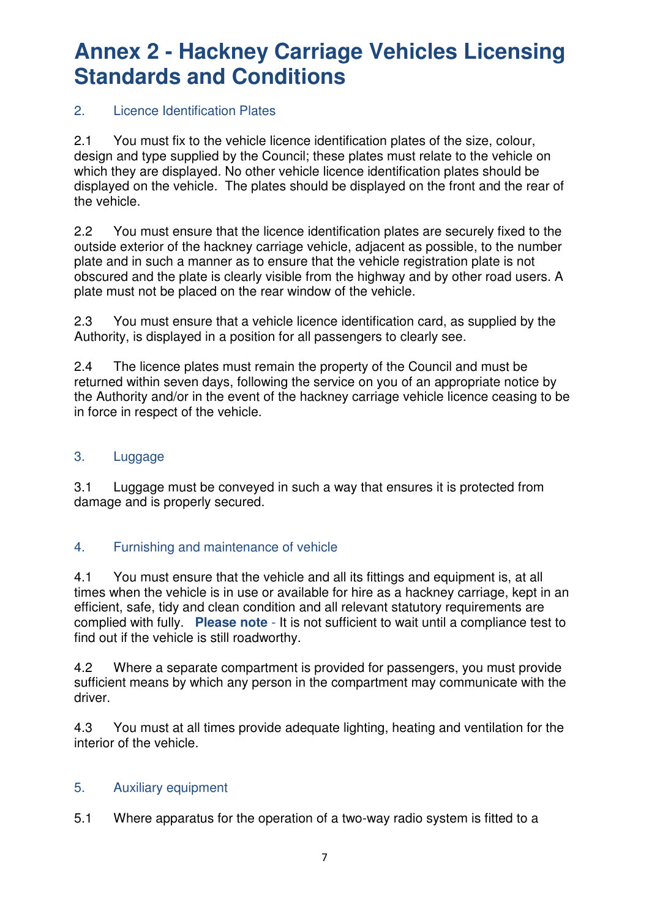# Annex 2 - Hackney Carriage Vehicles Licensing Standards and Conditions

## 2. Licence Identification Plates

2.1 You must fix to the vehicle licence identification plates of the size, colour, design and type supplied by the Council; these plates must relate to the vehicle on which they are displayed. No other vehicle licence identification plates should be displayed on the vehicle. The plates should be displayed on the front and the rear of the vehicle.

2.2 You must ensure that the licence identification plates are securely fixed to the outside exterior of the hackney carriage vehicle, adjacent as possible, to the number plate and in such a manner as to ensure that the vehicle registration plate is not obscured and the plate is clearly visible from the highway and by other road users. A plate must not be placed on the rear window of the vehicle.

2.3 You must ensure that a vehicle licence identification card, as supplied by the Authority, is displayed in a position for all passengers to clearly see.

2.4 The licence plates must remain the property of the Council and must be returned within seven days, following the service on you of an appropriate notice by the Authority and/or in the event of the hackney carriage vehicle licence ceasing to be in force in respect of the vehicle.

## 3. Luggage

3.1 Luggage must be conveyed in such a way that ensures it is protected from damage and is properly secured.

## 4. Furnishing and maintenance of vehicle

4.1 You must ensure that the vehicle and all its fittings and equipment is, at all times when the vehicle is in use or available for hire as a hackney carriage, kept in an efficient, safe, tidy and clean condition and all relevant statutory requirements are complied with fully. **Please note** - It is not sufficient to wait until a compliance test to find out if the vehicle is still roadworthy.

4.2 Where a separate compartment is provided for passengers, you must provide sufficient means by which any person in the compartment may communicate with the driver.

4.3 You must at all times provide adequate lighting, heating and ventilation for the interior of the vehicle.

## 5. Auxiliary equipment

5.1 Where apparatus for the operation of a two-way radio system is fitted to a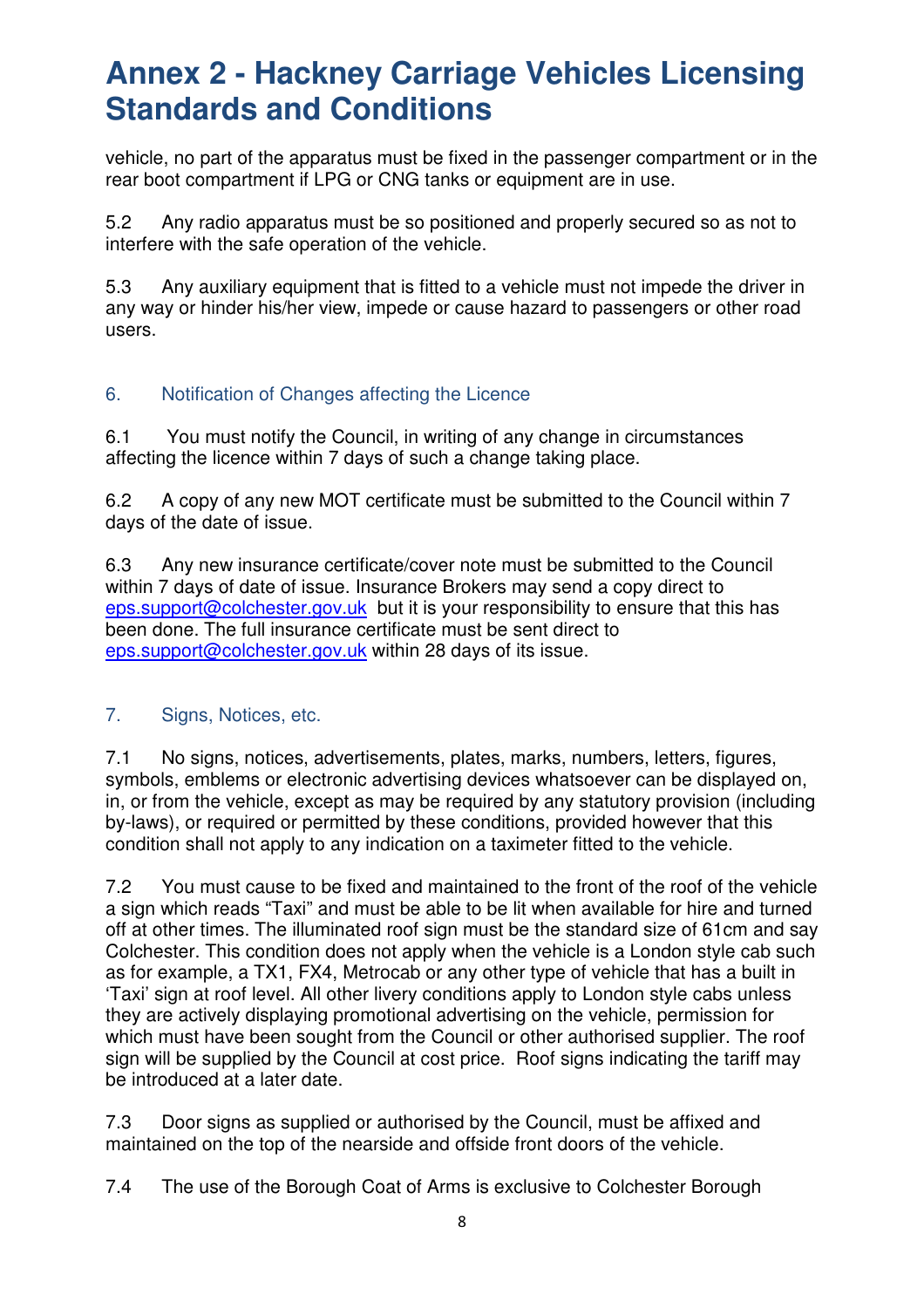# Annex 2 - Hackney Carriage Vehicles Licensing Standards and Conditions

vehicle, no part of the apparatus must be fixed in the passenger compartment or in the rear boot compartment if LPG or CNG tanks or equipment are in use.

5.2 Any radio apparatus must be so positioned and properly secured so as not to interfere with the safe operation of the vehicle.

5.3 Any auxiliary equipment that is fitted to a vehicle must not impede the driver in any way or hinder his/her view, impede or cause hazard to passengers or other road users.

## 6. Notification of Changes affecting the Licence

6.1 You must notify the Council, in writing of any change in circumstances affecting the licence within 7 days of such a change taking place.

6.2 A copy of any new MOT certificate must be submitted to the Council within 7 days of the date of issue.

6.3 Any new insurance certificate/cover note must be submitted to the Council within 7 days of date of issue. Insurance Brokers may send a copy direct to eps.support@colchester.gov.uk but it is your responsibility to ensure that this has been done. The full insurance certificate must be sent direct to eps.support@colchester.gov.uk within 28 days of its issue.

## 7. Signs, Notices, etc.

7.1 No signs, notices, advertisements, plates, marks, numbers, letters, figures, symbols, emblems or electronic advertising devices whatsoever can be displayed on, in, or from the vehicle, except as may be required by any statutory provision (including by-laws), or required or permitted by these conditions, provided however that this condition shall not apply to any indication on a taximeter fitted to the vehicle.

7.2 You must cause to be fixed and maintained to the front of the roof of the vehicle a sign which reads "Taxi" and must be able to be lit when available for hire and turned off at other times. The illuminated roof sign must be the standard size of 61cm and say Colchester. This condition does not apply when the vehicle is a London style cab such as for example, a TX1, FX4, Metrocab or any other type of vehicle that has a built in 'Taxi' sign at roof level. All other livery conditions apply to London style cabs unless they are actively displaying promotional advertising on the vehicle, permission for which must have been sought from the Council or other authorised supplier. The roof sign will be supplied by the Council at cost price. Roof signs indicating the tariff may be introduced at a later date.

7.3 Door signs as supplied or authorised by the Council, must be affixed and maintained on the top of the nearside and offside front doors of the vehicle.

7.4 The use of the Borough Coat of Arms is exclusive to Colchester Borough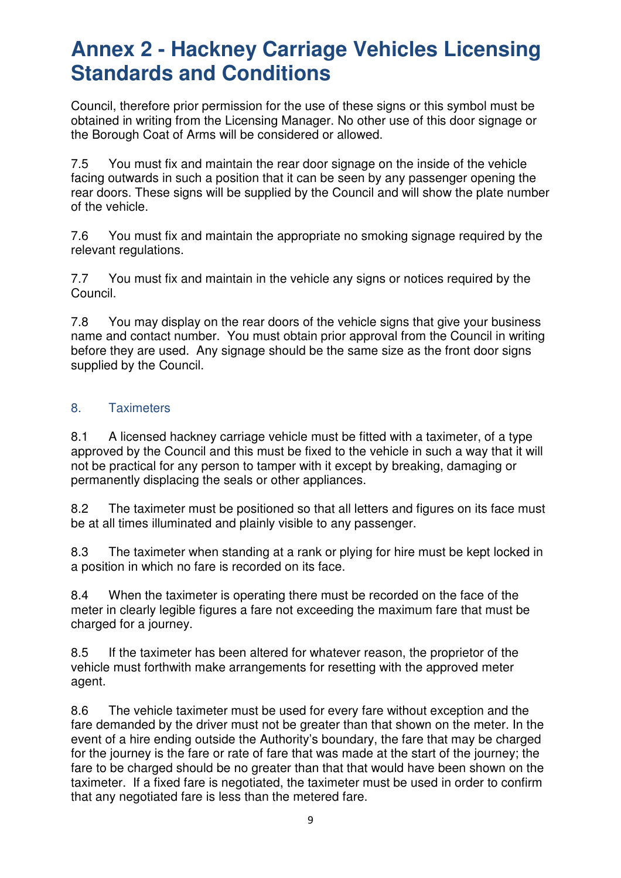Council, therefore prior permission for the use of these signs or this symbol must be obtained in writing from the Licensing Manager. No other use of this door signage or the Borough Coat of Arms will be considered or allowed.

7.5 You must fix and maintain the rear door signage on the inside of the vehicle facing outwards in such a position that it can be seen by any passenger opening the rear doors. These signs will be supplied by the Council and will show the plate number of the vehicle.

7.6 You must fix and maintain the appropriate no smoking signage required by the relevant regulations.

7.7 You must fix and maintain in the vehicle any signs or notices required by the Council.

7.8 You may display on the rear doors of the vehicle signs that give your business name and contact number. You must obtain prior approval from the Council in writing before they are used. Any signage should be the same size as the front door signs supplied by the Council.

## 8. Taximeters

8.1 A licensed hackney carriage vehicle must be fitted with a taximeter, of a type approved by the Council and this must be fixed to the vehicle in such a way that it will not be practical for any person to tamper with it except by breaking, damaging or permanently displacing the seals or other appliances.

8.2 The taximeter must be positioned so that all letters and figures on its face must be at all times illuminated and plainly visible to any passenger.

8.3 The taximeter when standing at a rank or plying for hire must be kept locked in a position in which no fare is recorded on its face.

8.4 When the taximeter is operating there must be recorded on the face of the meter in clearly legible figures a fare not exceeding the maximum fare that must be charged for a journey.

8.5 If the taximeter has been altered for whatever reason, the proprietor of the vehicle must forthwith make arrangements for resetting with the approved meter agent.

8.6 The vehicle taximeter must be used for every fare without exception and the fare demanded by the driver must not be greater than that shown on the meter. In the event of a hire ending outside the Authority's boundary, the fare that may be charged for the journey is the fare or rate of fare that was made at the start of the journey; the fare to be charged should be no greater than that that would have been shown on the taximeter. If a fixed fare is negotiated, the taximeter must be used in order to confirm that any negotiated fare is less than the metered fare.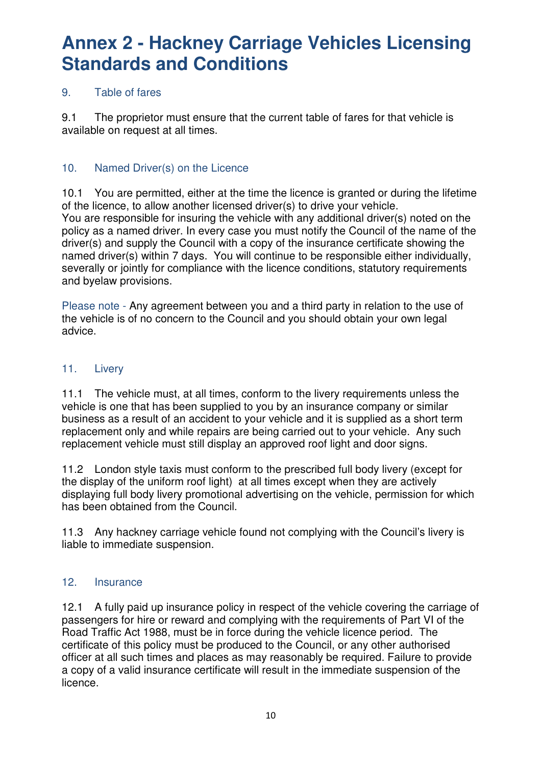# Annex 2 - Hackney Carriage Vehicles Licensing Standards and Conditions

## 9. Table of fares

9.1 The proprietor must ensure that the current table of fares for that vehicle is available on request at all times.

## 10. Named Driver(s) on the Licence

10.1 You are permitted, either at the time the licence is granted or during the lifetime of the licence, to allow another licensed driver(s) to drive your vehicle.
You are responsible for insuring the vehicle with any additional driver(s) noted on the policy as a named driver. In every case you must notify the Council of the name of the driver(s) and supply the Council with a copy of the insurance certificate showing the named driver(s) within 7 days. You will continue to be responsible either individually, severally or jointly for compliance with the licence conditions, statutory requirements and byelaw provisions.

Please note - Any agreement between you and a third party in relation to the use of the vehicle is of no concern to the Council and you should obtain your own legal advice.

## 11. Livery

11.1 The vehicle must, at all times, conform to the livery requirements unless the vehicle is one that has been supplied to you by an insurance company or similar business as a result of an accident to your vehicle and it is supplied as a short term replacement only and while repairs are being carried out to your vehicle. Any such replacement vehicle must still display an approved roof light and door signs.

11.2 London style taxis must conform to the prescribed full body livery (except for the display of the uniform roof light) at all times except when they are actively displaying full body livery promotional advertising on the vehicle, permission for which has been obtained from the Council.

11.3 Any hackney carriage vehicle found not complying with the Council's livery is liable to immediate suspension.

## 12. Insurance

12.1 A fully paid up insurance policy in respect of the vehicle covering the carriage of passengers for hire or reward and complying with the requirements of Part VI of the Road Traffic Act 1988, must be in force during the vehicle licence period. The certificate of this policy must be produced to the Council, or any other authorised officer at all such times and places as may reasonably be required. Failure to provide a copy of a valid insurance certificate will result in the immediate suspension of the licence.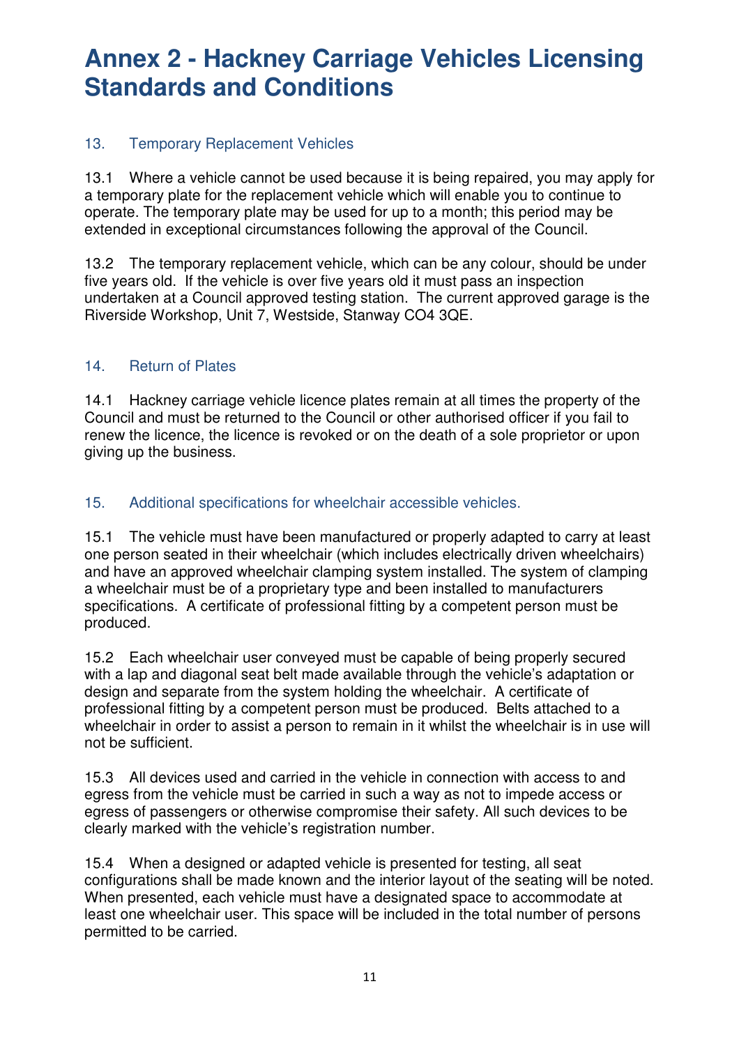# Annex 2 - Hackney Carriage Vehicles Licensing Standards and Conditions

## 13. Temporary Replacement Vehicles

13.1 Where a vehicle cannot be used because it is being repaired, you may apply for a temporary plate for the replacement vehicle which will enable you to continue to operate. The temporary plate may be used for up to a month; this period may be extended in exceptional circumstances following the approval of the Council.

13.2 The temporary replacement vehicle, which can be any colour, should be under five years old. If the vehicle is over five years old it must pass an inspection undertaken at a Council approved testing station. The current approved garage is the Riverside Workshop, Unit 7, Westside, Stanway CO4 3QE.

## 14. Return of Plates

14.1 Hackney carriage vehicle licence plates remain at all times the property of the Council and must be returned to the Council or other authorised officer if you fail to renew the licence, the licence is revoked or on the death of a sole proprietor or upon giving up the business.

## 15. Additional specifications for wheelchair accessible vehicles.

15.1 The vehicle must have been manufactured or properly adapted to carry at least one person seated in their wheelchair (which includes electrically driven wheelchairs) and have an approved wheelchair clamping system installed. The system of clamping a wheelchair must be of a proprietary type and been installed to manufacturers specifications. A certificate of professional fitting by a competent person must be produced.

15.2 Each wheelchair user conveyed must be capable of being properly secured with a lap and diagonal seat belt made available through the vehicle's adaptation or design and separate from the system holding the wheelchair. A certificate of professional fitting by a competent person must be produced. Belts attached to a wheelchair in order to assist a person to remain in it whilst the wheelchair is in use will not be sufficient.

15.3 All devices used and carried in the vehicle in connection with access to and egress from the vehicle must be carried in such a way as not to impede access or egress of passengers or otherwise compromise their safety. All such devices to be clearly marked with the vehicle's registration number.

15.4 When a designed or adapted vehicle is presented for testing, all seat configurations shall be made known and the interior layout of the seating will be noted. When presented, each vehicle must have a designated space to accommodate at least one wheelchair user. This space will be included in the total number of persons permitted to be carried.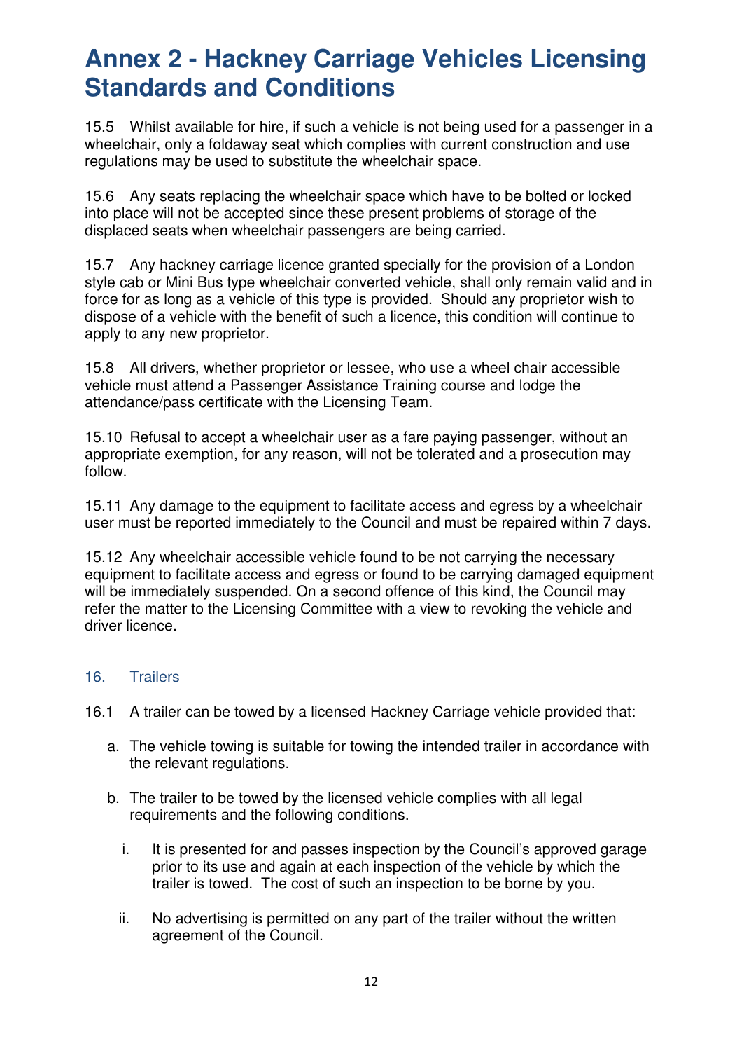# Annex 2 - Hackney Carriage Vehicles Licensing Standards and Conditions

15.5 Whilst available for hire, if such a vehicle is not being used for a passenger in a wheelchair, only a foldaway seat which complies with current construction and use regulations may be used to substitute the wheelchair space.

15.6 Any seats replacing the wheelchair space which have to be bolted or locked into place will not be accepted since these present problems of storage of the displaced seats when wheelchair passengers are being carried.

15.7 Any hackney carriage licence granted specially for the provision of a London style cab or Mini Bus type wheelchair converted vehicle, shall only remain valid and in force for as long as a vehicle of this type is provided. Should any proprietor wish to dispose of a vehicle with the benefit of such a licence, this condition will continue to apply to any new proprietor.

15.8 All drivers, whether proprietor or lessee, who use a wheel chair accessible vehicle must attend a Passenger Assistance Training course and lodge the attendance/pass certificate with the Licensing Team.

15.10 Refusal to accept a wheelchair user as a fare paying passenger, without an appropriate exemption, for any reason, will not be tolerated and a prosecution may follow.

15.11 Any damage to the equipment to facilitate access and egress by a wheelchair user must be reported immediately to the Council and must be repaired within 7 days.

15.12 Any wheelchair accessible vehicle found to be not carrying the necessary equipment to facilitate access and egress or found to be carrying damaged equipment will be immediately suspended. On a second offence of this kind, the Council may refer the matter to the Licensing Committee with a view to revoking the vehicle and driver licence.

## 16. Trailers

16.1 A trailer can be towed by a licensed Hackney Carriage vehicle provided that:

a. The vehicle towing is suitable for towing the intended trailer in accordance with the relevant regulations.

b. The trailer to be towed by the licensed vehicle complies with all legal requirements and the following conditions.

   i. It is presented for and passes inspection by the Council's approved garage prior to its use and again at each inspection of the vehicle by which the trailer is towed. The cost of such an inspection to be borne by you.

   ii. No advertising is permitted on any part of the trailer without the written agreement of the Council.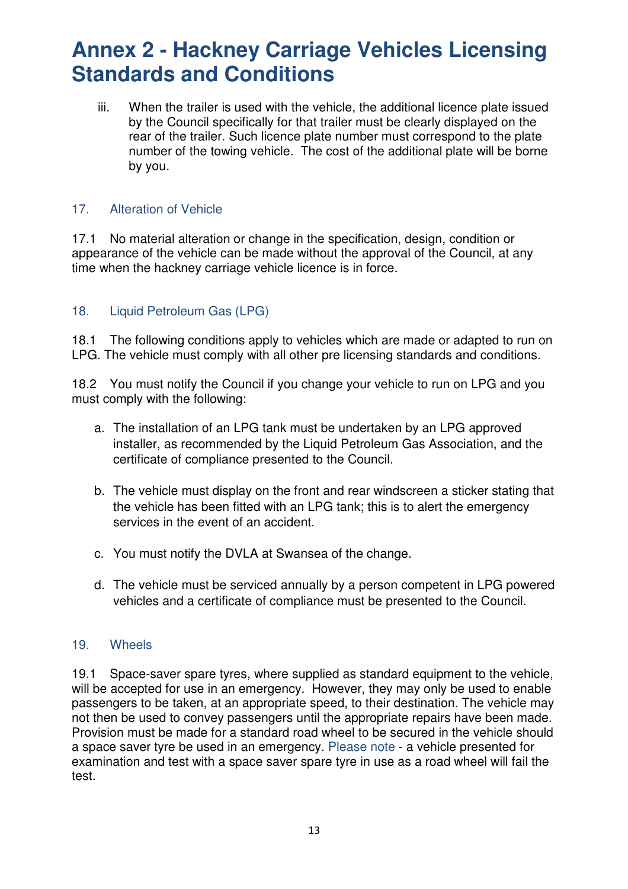# Annex 2 - Hackney Carriage Vehicles Licensing Standards and Conditions

iii. When the trailer is used with the vehicle, the additional licence plate issued by the Council specifically for that trailer must be clearly displayed on the rear of the trailer. Such licence plate number must correspond to the plate number of the towing vehicle. The cost of the additional plate will be borne by you.

### 17. Alteration of Vehicle

17.1 No material alteration or change in the specification, design, condition or appearance of the vehicle can be made without the approval of the Council, at any time when the hackney carriage vehicle licence is in force.

### 18. Liquid Petroleum Gas (LPG)

18.1 The following conditions apply to vehicles which are made or adapted to run on LPG. The vehicle must comply with all other pre licensing standards and conditions.

18.2 You must notify the Council if you change your vehicle to run on LPG and you must comply with the following:

a. The installation of an LPG tank must be undertaken by an LPG approved installer, as recommended by the Liquid Petroleum Gas Association, and the certificate of compliance presented to the Council.

b. The vehicle must display on the front and rear windscreen a sticker stating that the vehicle has been fitted with an LPG tank; this is to alert the emergency services in the event of an accident.

c. You must notify the DVLA at Swansea of the change.

d. The vehicle must be serviced annually by a person competent in LPG powered vehicles and a certificate of compliance must be presented to the Council.

### 19. Wheels

19.1 Space-saver spare tyres, where supplied as standard equipment to the vehicle, will be accepted for use in an emergency. However, they may only be used to enable passengers to be taken, at an appropriate speed, to their destination. The vehicle may not then be used to convey passengers until the appropriate repairs have been made. Provision must be made for a standard road wheel to be secured in the vehicle should a space saver tyre be used in an emergency. Please note - a vehicle presented for examination and test with a space saver spare tyre in use as a road wheel will fail the test.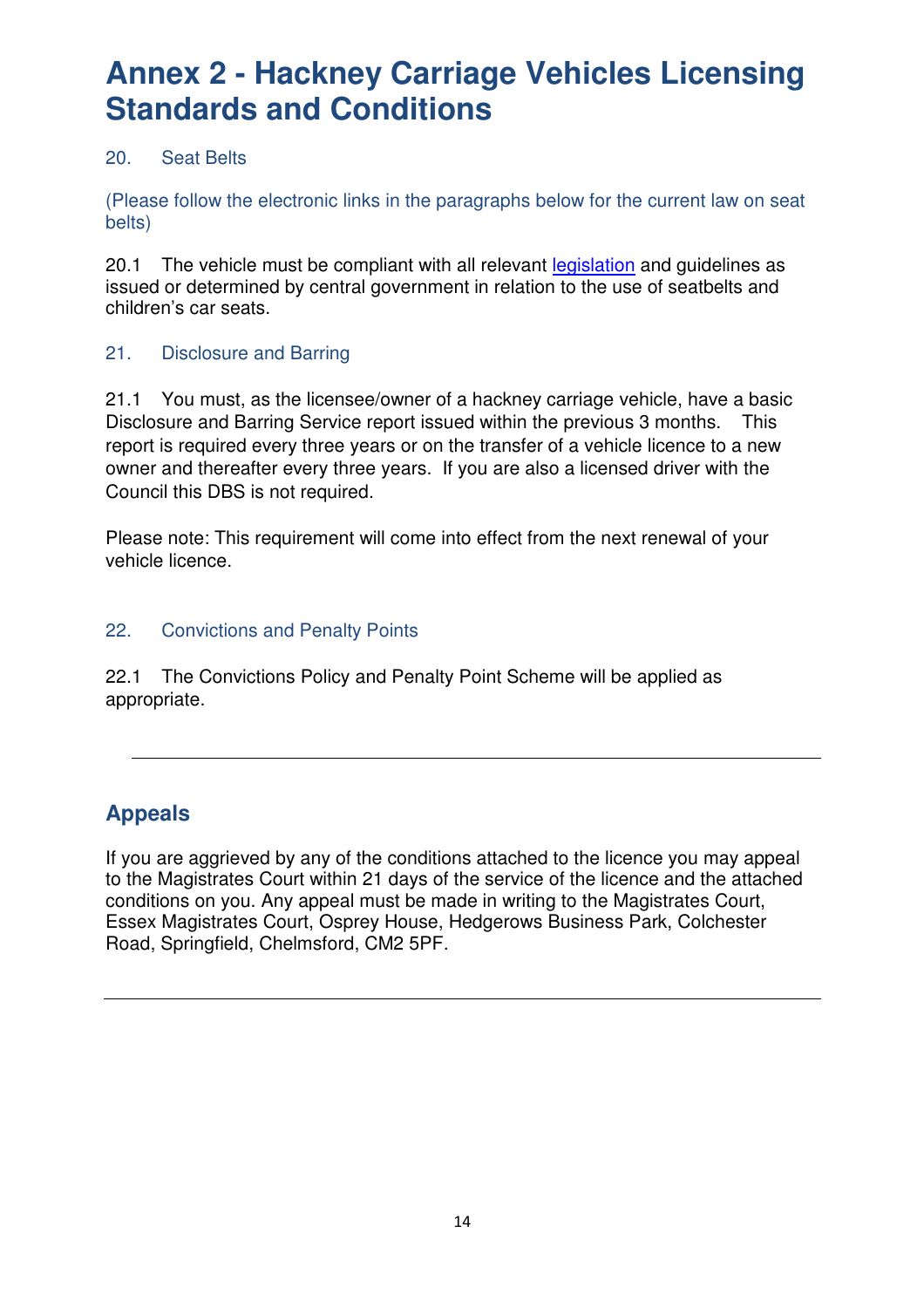# Annex 2 - Hackney Carriage Vehicles Licensing Standards and Conditions

### 20. Seat Belts

(Please follow the electronic links in the paragraphs below for the current law on seat belts)

20.1 The vehicle must be compliant with all relevant [legislation] and guidelines as issued or determined by central government in relation to the use of seatbelts and children's car seats.

### 21. Disclosure and Barring

21.1 You must, as the licensee/owner of a hackney carriage vehicle, have a basic Disclosure and Barring Service report issued within the previous 3 months. This report is required every three years or on the transfer of a vehicle licence to a new owner and thereafter every three years. If you are also a licensed driver with the Council this DBS is not required.

Please note: This requirement will come into effect from the next renewal of your vehicle licence.

### 22. Convictions and Penalty Points

22.1 The Convictions Policy and Penalty Point Scheme will be applied as appropriate.

---

## Appeals

If you are aggrieved by any of the conditions attached to the licence you may appeal to the Magistrates Court within 21 days of the service of the licence and the attached conditions on you. Any appeal must be made in writing to the Magistrates Court, Essex Magistrates Court, Osprey House, Hedgerows Business Park, Colchester Road, Springfield, Chelmsford, CM2 5PF.

---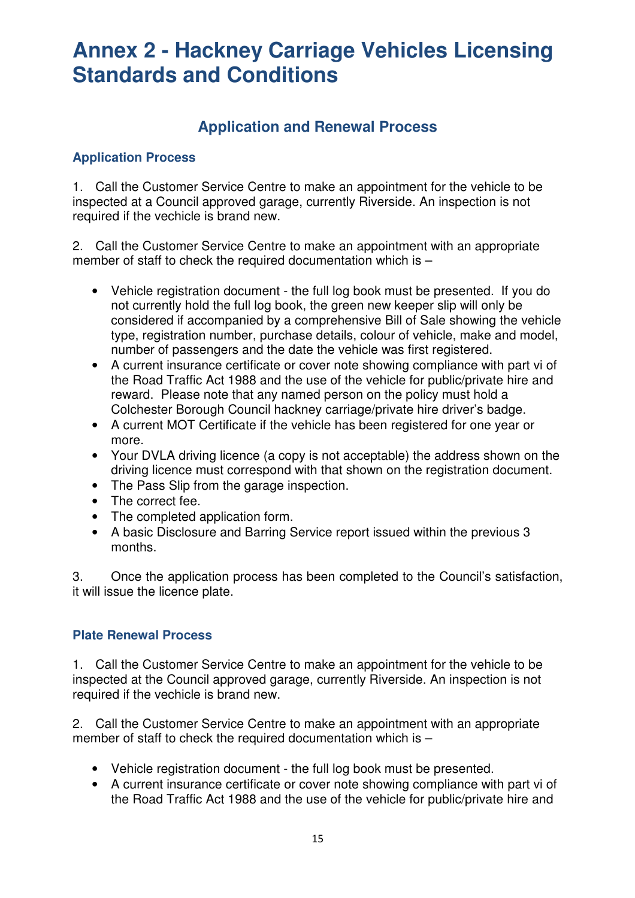# Annex 2 - Hackney Carriage Vehicles Licensing Standards and Conditions

## Application and Renewal Process

### Application Process

1. Call the Customer Service Centre to make an appointment for the vehicle to be inspected at a Council approved garage, currently Riverside. An inspection is not required if the vechicle is brand new.

2. Call the Customer Service Centre to make an appointment with an appropriate member of staff to check the required documentation which is –

- Vehicle registration document - the full log book must be presented. If you do not currently hold the full log book, the green new keeper slip will only be considered if accompanied by a comprehensive Bill of Sale showing the vehicle type, registration number, purchase details, colour of vehicle, make and model, number of passengers and the date the vehicle was first registered.
- A current insurance certificate or cover note showing compliance with part vi of the Road Traffic Act 1988 and the use of the vehicle for public/private hire and reward. Please note that any named person on the policy must hold a Colchester Borough Council hackney carriage/private hire driver's badge.
- A current MOT Certificate if the vehicle has been registered for one year or more.
- Your DVLA driving licence (a copy is not acceptable) the address shown on the driving licence must correspond with that shown on the registration document.
- The Pass Slip from the garage inspection.
- The correct fee.
- The completed application form.
- A basic Disclosure and Barring Service report issued within the previous 3 months.

3. Once the application process has been completed to the Council's satisfaction, it will issue the licence plate.

### Plate Renewal Process

1. Call the Customer Service Centre to make an appointment for the vehicle to be inspected at the Council approved garage, currently Riverside. An inspection is not required if the vechicle is brand new.

2. Call the Customer Service Centre to make an appointment with an appropriate member of staff to check the required documentation which is –

- Vehicle registration document - the full log book must be presented.
- A current insurance certificate or cover note showing compliance with part vi of the Road Traffic Act 1988 and the use of the vehicle for public/private hire and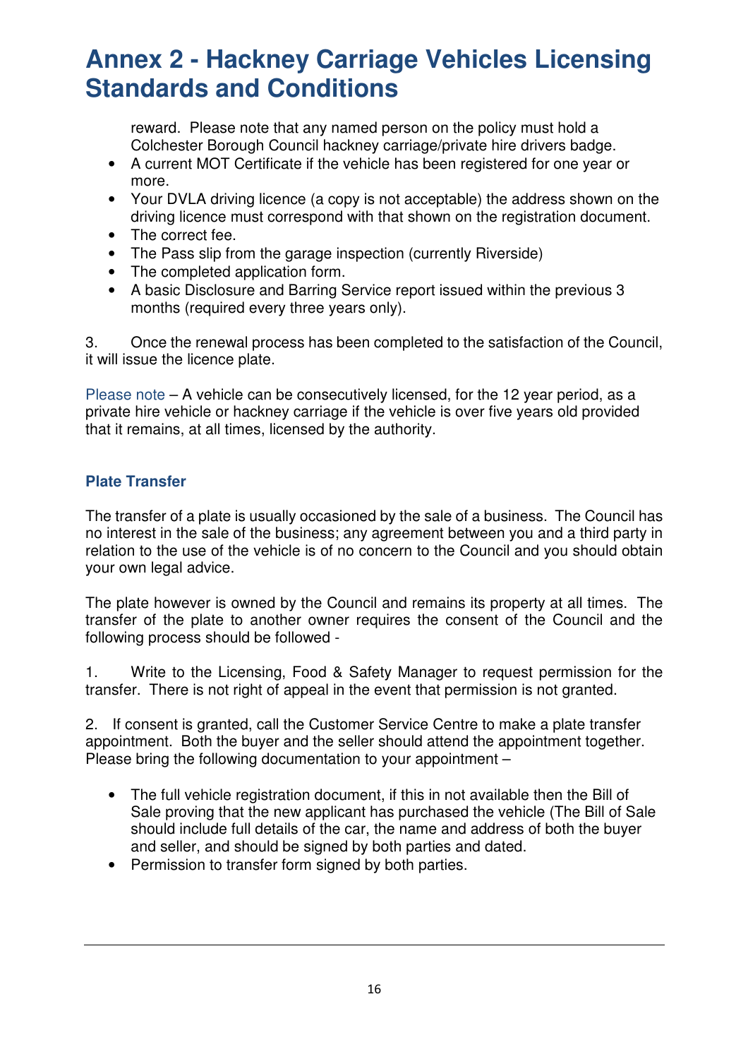reward. Please note that any named person on the policy must hold a Colchester Borough Council hackney carriage/private hire drivers badge.

- A current MOT Certificate if the vehicle has been registered for one year or more.
- Your DVLA driving licence (a copy is not acceptable) the address shown on the driving licence must correspond with that shown on the registration document.
- The correct fee.
- The Pass slip from the garage inspection (currently Riverside)
- The completed application form.
- A basic Disclosure and Barring Service report issued within the previous 3 months (required every three years only).

3. Once the renewal process has been completed to the satisfaction of the Council, it will issue the licence plate.

Please note – A vehicle can be consecutively licensed, for the 12 year period, as a private hire vehicle or hackney carriage if the vehicle is over five years old provided that it remains, at all times, licensed by the authority.

### Plate Transfer

The transfer of a plate is usually occasioned by the sale of a business. The Council has no interest in the sale of the business; any agreement between you and a third party in relation to the use of the vehicle is of no concern to the Council and you should obtain your own legal advice.

The plate however is owned by the Council and remains its property at all times. The transfer of the plate to another owner requires the consent of the Council and the following process should be followed -

1. Write to the Licensing, Food & Safety Manager to request permission for the transfer. There is not right of appeal in the event that permission is not granted.

2. If consent is granted, call the Customer Service Centre to make a plate transfer appointment. Both the buyer and the seller should attend the appointment together. Please bring the following documentation to your appointment –

- The full vehicle registration document, if this in not available then the Bill of Sale proving that the new applicant has purchased the vehicle (The Bill of Sale should include full details of the car, the name and address of both the buyer and seller, and should be signed by both parties and dated.
- Permission to transfer form signed by both parties.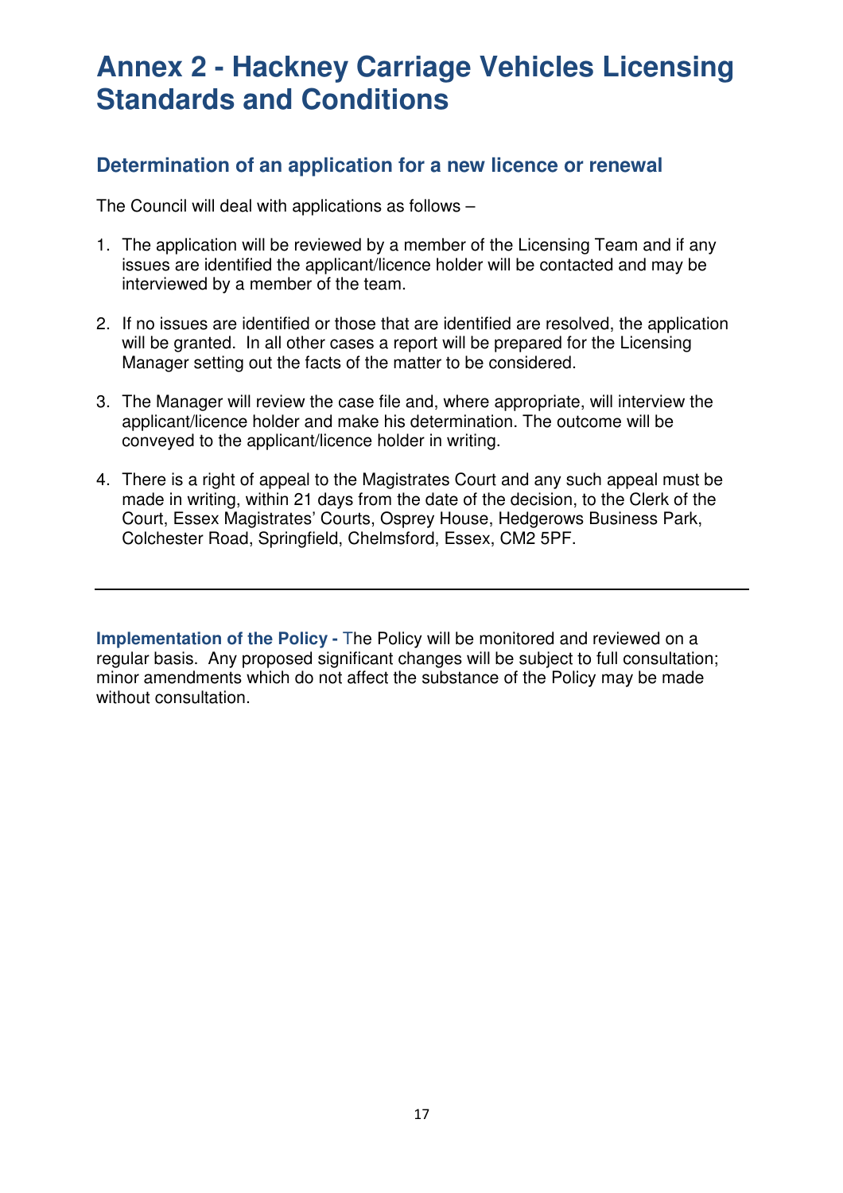# Annex 2 - Hackney Carriage Vehicles Licensing Standards and Conditions

## Determination of an application for a new licence or renewal

The Council will deal with applications as follows –

1. The application will be reviewed by a member of the Licensing Team and if any issues are identified the applicant/licence holder will be contacted and may be interviewed by a member of the team.

2. If no issues are identified or those that are identified are resolved, the application will be granted. In all other cases a report will be prepared for the Licensing Manager setting out the facts of the matter to be considered.

3. The Manager will review the case file and, where appropriate, will interview the applicant/licence holder and make his determination. The outcome will be conveyed to the applicant/licence holder in writing.

4. There is a right of appeal to the Magistrates Court and any such appeal must be made in writing, within 21 days from the date of the decision, to the Clerk of the Court, Essex Magistrates' Courts, Osprey House, Hedgerows Business Park, Colchester Road, Springfield, Chelmsford, Essex, CM2 5PF.

---

**Implementation of the Policy -** The Policy will be monitored and reviewed on a regular basis. Any proposed significant changes will be subject to full consultation; minor amendments which do not affect the substance of the Policy may be made without consultation.